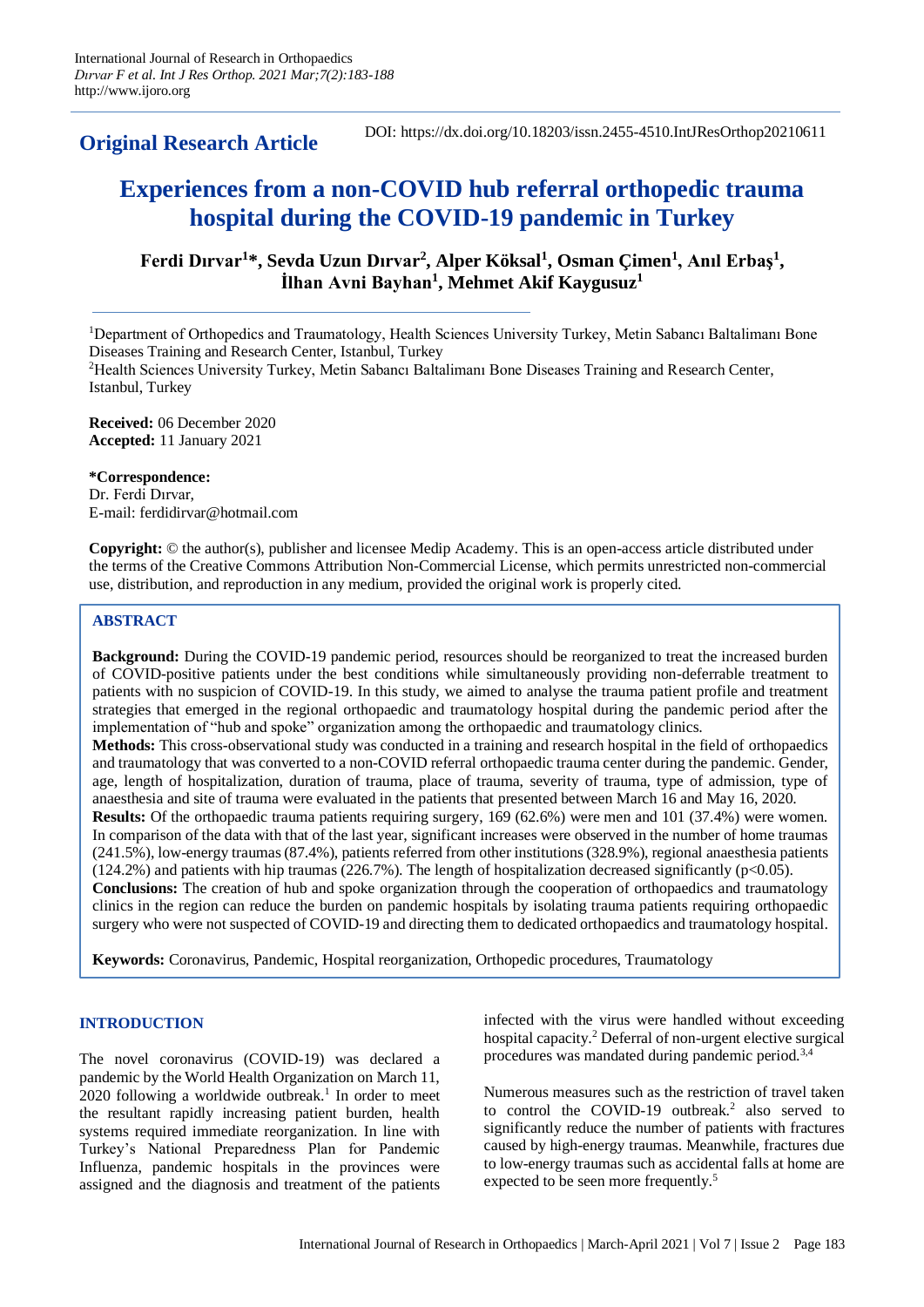**Original Research Article**

DOI: https://dx.doi.org/10.18203/issn.2455-4510.IntJResOrthop20210611

# Experiences from a non-COVID hub referral orthopedic trauma hospital during the COVID-19 pandemic in Turkey

**Ferdi Dırvar[1]\*, Sevda Uzun Dırvar[2], Alper Köksal[1], Osman Çimen[1], Anıl Erbaş[1], İlhan Avni Bayhan[1], Mehmet Akif Kaygusuz[1]**

[1]Department of Orthopedics and Traumatology, Health Sciences University Turkey, Metin Sabancı Baltalimanı Bone Diseases Training and Research Center, Istanbul, Turkey

[2]Health Sciences University Turkey, Metin Sabancı Baltalimanı Bone Diseases Training and Research Center, Istanbul, Turkey

**Received:** 06 December 2020
**Accepted:** 11 January 2021

**\*Correspondence:**
Dr. Ferdi Dırvar,
E-mail: ferdidirvar@hotmail.com

**Copyright:** © the author(s), publisher and licensee Medip Academy. This is an open-access article distributed under the terms of the Creative Commons Attribution Non-Commercial License, which permits unrestricted non-commercial use, distribution, and reproduction in any medium, provided the original work is properly cited.

## ABSTRACT

**Background:** During the COVID-19 pandemic period, resources should be reorganized to treat the increased burden of COVID-positive patients under the best conditions while simultaneously providing non-deferrable treatment to patients with no suspicion of COVID-19. In this study, we aimed to analyse the trauma patient profile and treatment strategies that emerged in the regional orthopaedic and traumatology hospital during the pandemic period after the implementation of "hub and spoke" organization among the orthopaedic and traumatology clinics.

**Methods:** This cross-observational study was conducted in a training and research hospital in the field of orthopaedics and traumatology that was converted to a non-COVID referral orthopaedic trauma center during the pandemic. Gender, age, length of hospitalization, duration of trauma, place of trauma, severity of trauma, type of admission, type of anaesthesia and site of trauma were evaluated in the patients that presented between March 16 and May 16, 2020.

**Results:** Of the orthopaedic trauma patients requiring surgery, 169 (62.6%) were men and 101 (37.4%) were women. In comparison of the data with that of the last year, significant increases were observed in the number of home traumas (241.5%), low-energy traumas (87.4%), patients referred from other institutions (328.9%), regional anaesthesia patients (124.2%) and patients with hip traumas (226.7%). The length of hospitalization decreased significantly ($p<0.05$).

**Conclusions:** The creation of hub and spoke organization through the cooperation of orthopaedics and traumatology clinics in the region can reduce the burden on pandemic hospitals by isolating trauma patients requiring orthopaedic surgery who were not suspected of COVID-19 and directing them to dedicated orthopaedics and traumatology hospital.

**Keywords:** Coronavirus, Pandemic, Hospital reorganization, Orthopedic procedures, Traumatology

## INTRODUCTION

The novel coronavirus (COVID-19) was declared a pandemic by the World Health Organization on March 11, 2020 following a worldwide outbreak.[1] In order to meet the resultant rapidly increasing patient burden, health systems required immediate reorganization. In line with Turkey's National Preparedness Plan for Pandemic Influenza, pandemic hospitals in the provinces were assigned and the diagnosis and treatment of the patients infected with the virus were handled without exceeding hospital capacity.[2] Deferral of non-urgent elective surgical procedures was mandated during pandemic period.[3,4]

Numerous measures such as the restriction of travel taken to control the COVID-19 outbreak.[2] also served to significantly reduce the number of patients with fractures caused by high-energy traumas. Meanwhile, fractures due to low-energy traumas such as accidental falls at home are expected to be seen more frequently.[5]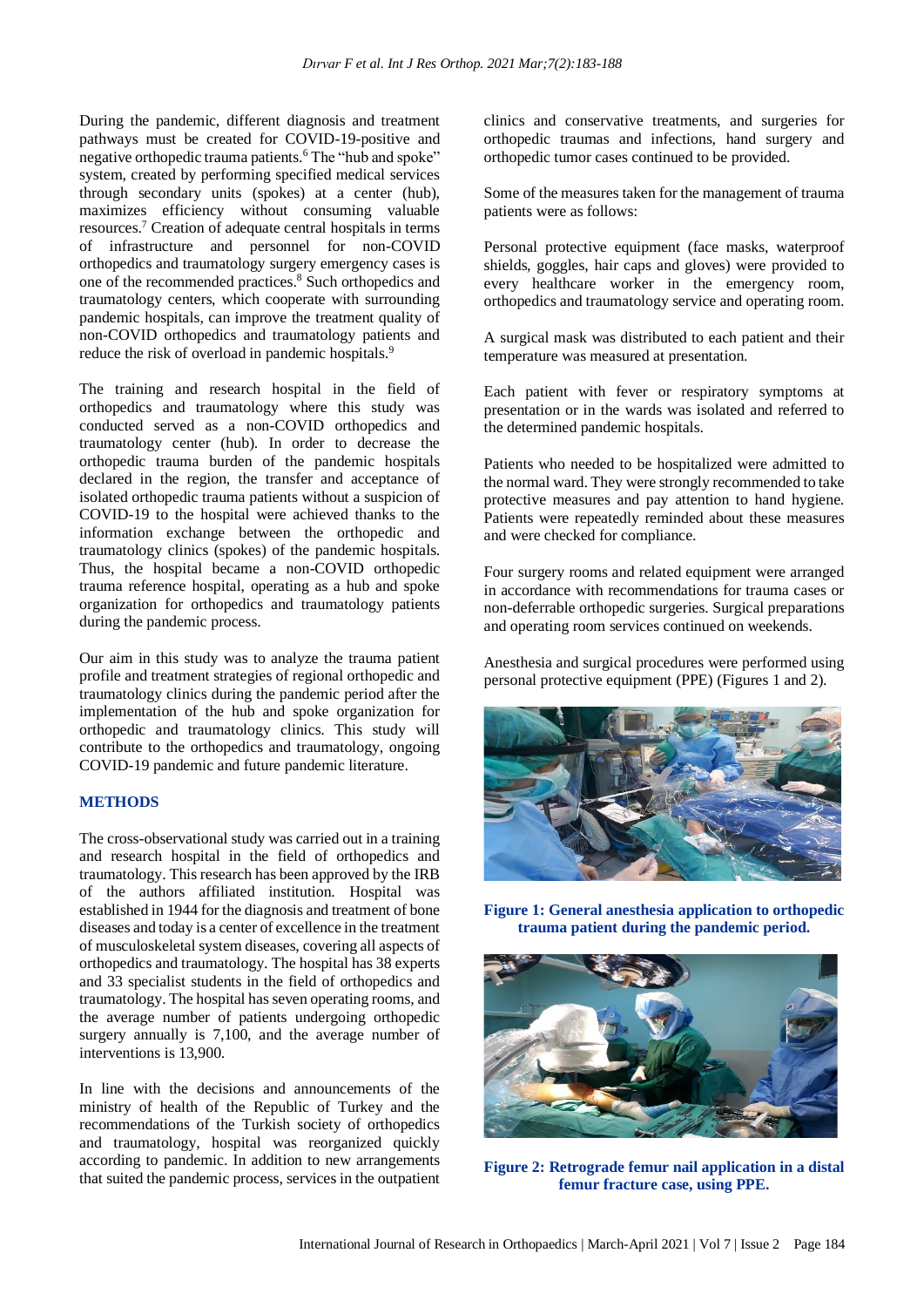During the pandemic, different diagnosis and treatment pathways must be created for COVID-19-positive and negative orthopedic trauma patients.[6] The "hub and spoke" system, created by performing specified medical services through secondary units (spokes) at a center (hub), maximizes efficiency without consuming valuable resources.[7] Creation of adequate central hospitals in terms of infrastructure and personnel for non-COVID orthopedics and traumatology surgery emergency cases is one of the recommended practices.[8] Such orthopedics and traumatology centers, which cooperate with surrounding pandemic hospitals, can improve the treatment quality of non-COVID orthopedics and traumatology patients and reduce the risk of overload in pandemic hospitals.[9]

The training and research hospital in the field of orthopedics and traumatology where this study was conducted served as a non-COVID orthopedics and traumatology center (hub). In order to decrease the orthopedic trauma burden of the pandemic hospitals declared in the region, the transfer and acceptance of isolated orthopedic trauma patients without a suspicion of COVID-19 to the hospital were achieved thanks to the information exchange between the orthopedic and traumatology clinics (spokes) of the pandemic hospitals. Thus, the hospital became a non-COVID orthopedic trauma reference hospital, operating as a hub and spoke organization for orthopedics and traumatology patients during the pandemic process.

Our aim in this study was to analyze the trauma patient profile and treatment strategies of regional orthopedic and traumatology clinics during the pandemic period after the implementation of the hub and spoke organization for orthopedic and traumatology clinics. This study will contribute to the orthopedics and traumatology, ongoing COVID-19 pandemic and future pandemic literature.

## METHODS

The cross-observational study was carried out in a training and research hospital in the field of orthopedics and traumatology. This research has been approved by the IRB of the authors affiliated institution. Hospital was established in 1944 for the diagnosis and treatment of bone diseases and today is a center of excellence in the treatment of musculoskeletal system diseases, covering all aspects of orthopedics and traumatology. The hospital has 38 experts and 33 specialist students in the field of orthopedics and traumatology. The hospital has seven operating rooms, and the average number of patients undergoing orthopedic surgery annually is 7,100, and the average number of interventions is 13,900.

In line with the decisions and announcements of the ministry of health of the Republic of Turkey and the recommendations of the Turkish society of orthopedics and traumatology, hospital was reorganized quickly according to pandemic. In addition to new arrangements that suited the pandemic process, services in the outpatient clinics and conservative treatments, and surgeries for orthopedic traumas and infections, hand surgery and orthopedic tumor cases continued to be provided.

Some of the measures taken for the management of trauma patients were as follows:

Personal protective equipment (face masks, waterproof shields, goggles, hair caps and gloves) were provided to every healthcare worker in the emergency room, orthopedics and traumatology service and operating room.

A surgical mask was distributed to each patient and their temperature was measured at presentation.

Each patient with fever or respiratory symptoms at presentation or in the wards was isolated and referred to the determined pandemic hospitals.

Patients who needed to be hospitalized were admitted to the normal ward. They were strongly recommended to take protective measures and pay attention to hand hygiene. Patients were repeatedly reminded about these measures and were checked for compliance.

Four surgery rooms and related equipment were arranged in accordance with recommendations for trauma cases or non-deferrable orthopedic surgeries. Surgical preparations and operating room services continued on weekends.

Anesthesia and surgical procedures were performed using personal protective equipment (PPE) (Figures 1 and 2).

**Figure 1: General anesthesia application to orthopedic trauma patient during the pandemic period.**

**Figure 2: Retrograde femur nail application in a distal femur fracture case, using PPE.**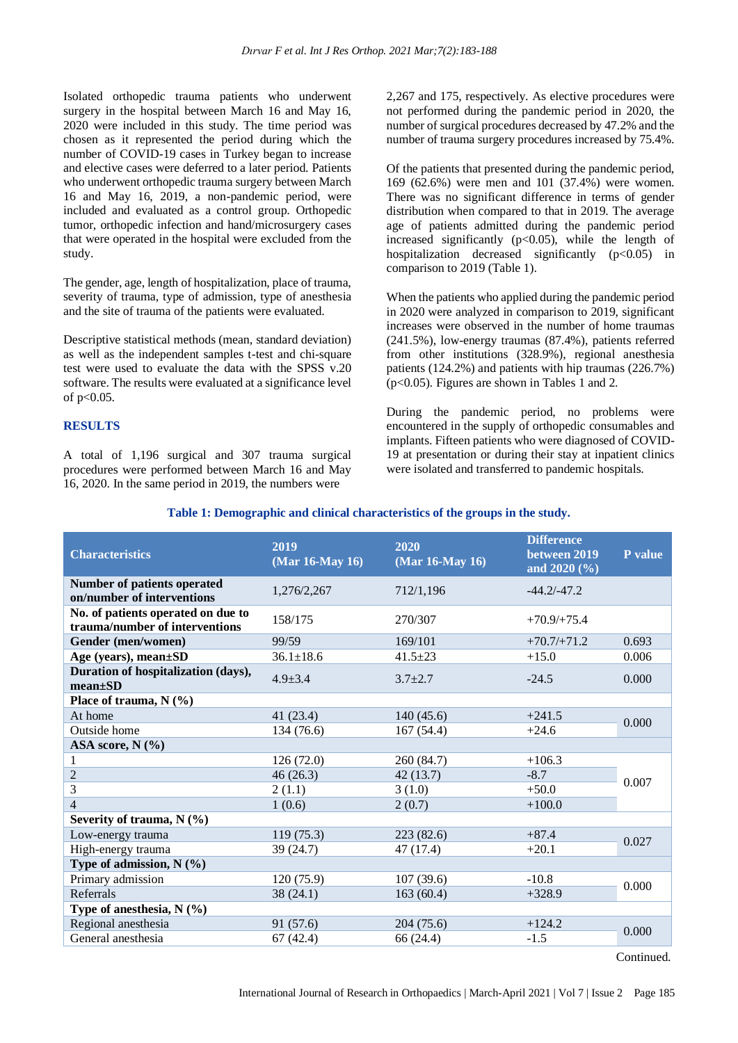Isolated orthopedic trauma patients who underwent surgery in the hospital between March 16 and May 16, 2020 were included in this study. The time period was chosen as it represented the period during which the number of COVID-19 cases in Turkey began to increase and elective cases were deferred to a later period. Patients who underwent orthopedic trauma surgery between March 16 and May 16, 2019, a non-pandemic period, were included and evaluated as a control group. Orthopedic tumor, orthopedic infection and hand/microsurgery cases that were operated in the hospital were excluded from the study.

The gender, age, length of hospitalization, place of trauma, severity of trauma, type of admission, type of anesthesia and the site of trauma of the patients were evaluated.

Descriptive statistical methods (mean, standard deviation) as well as the independent samples t-test and chi-square test were used to evaluate the data with the SPSS v.20 software. The results were evaluated at a significance level of $p<0.05$.

## RESULTS

A total of 1,196 surgical and 307 trauma surgical procedures were performed between March 16 and May 16, 2020. In the same period in 2019, the numbers were 2,267 and 175, respectively. As elective procedures were not performed during the pandemic period in 2020, the number of surgical procedures decreased by 47.2% and the number of trauma surgery procedures increased by 75.4%.

Of the patients that presented during the pandemic period, 169 (62.6%) were men and 101 (37.4%) were women. There was no significant difference in terms of gender distribution when compared to that in 2019. The average age of patients admitted during the pandemic period increased significantly ($p<0.05$), while the length of hospitalization decreased significantly ($p<0.05$) in comparison to 2019 (Table 1).

When the patients who applied during the pandemic period in 2020 were analyzed in comparison to 2019, significant increases were observed in the number of home traumas (241.5%), low-energy traumas (87.4%), patients referred from other institutions (328.9%), regional anesthesia patients (124.2%) and patients with hip traumas (226.7%) ($p<0.05$). Figures are shown in Tables 1 and 2.

During the pandemic period, no problems were encountered in the supply of orthopedic consumables and implants. Fifteen patients who were diagnosed of COVID-19 at presentation or during their stay at inpatient clinics were isolated and transferred to pandemic hospitals.

**Table 1: Demographic and clinical characteristics of the groups in the study.**

| Characteristics | 2019 (Mar 16-May 16) | 2020 (Mar 16-May 16) | Difference between 2019 and 2020 (%) | P value |
|---|---|---|---|---|
| **Number of patients operated on/number of interventions** | 1,276/2,267 | 712/1,196 | -44.2/-47.2 | |
| **No. of patients operated on due to trauma/number of interventions** | 158/175 | 270/307 | +70.9/+75.4 | |
| **Gender (men/women)** | 99/59 | 169/101 | +70.7/+71.2 | 0.693 |
| **Age (years), mean±SD** | 36.1±18.6 | 41.5±23 | +15.0 | 0.006 |
| **Duration of hospitalization (days), mean±SD** | 4.9±3.4 | 3.7±2.7 | -24.5 | 0.000 |
| **Place of trauma, N (%)** | | | | |
| At home | 41 (23.4) | 140 (45.6) | +241.5 | 0.000 |
| Outside home | 134 (76.6) | 167 (54.4) | +24.6 | |
| **ASA score, N (%)** | | | | |
| 1 | 126 (72.0) | 260 (84.7) | +106.3 | 0.007 |
| 2 | 46 (26.3) | 42 (13.7) | -8.7 | |
| 3 | 2 (1.1) | 3 (1.0) | +50.0 | |
| 4 | 1 (0.6) | 2 (0.7) | +100.0 | |
| **Severity of trauma, N (%)** | | | | |
| Low-energy trauma | 119 (75.3) | 223 (82.6) | +87.4 | 0.027 |
| High-energy trauma | 39 (24.7) | 47 (17.4) | +20.1 | |
| **Type of admission, N (%)** | | | | |
| Primary admission | 120 (75.9) | 107 (39.6) | -10.8 | 0.000 |
| Referrals | 38 (24.1) | 163 (60.4) | +328.9 | |
| **Type of anesthesia, N (%)** | | | | |
| Regional anesthesia | 91 (57.6) | 204 (75.6) | +124.2 | 0.000 |
| General anesthesia | 67 (42.4) | 66 (24.4) | -1.5 | |

Continued.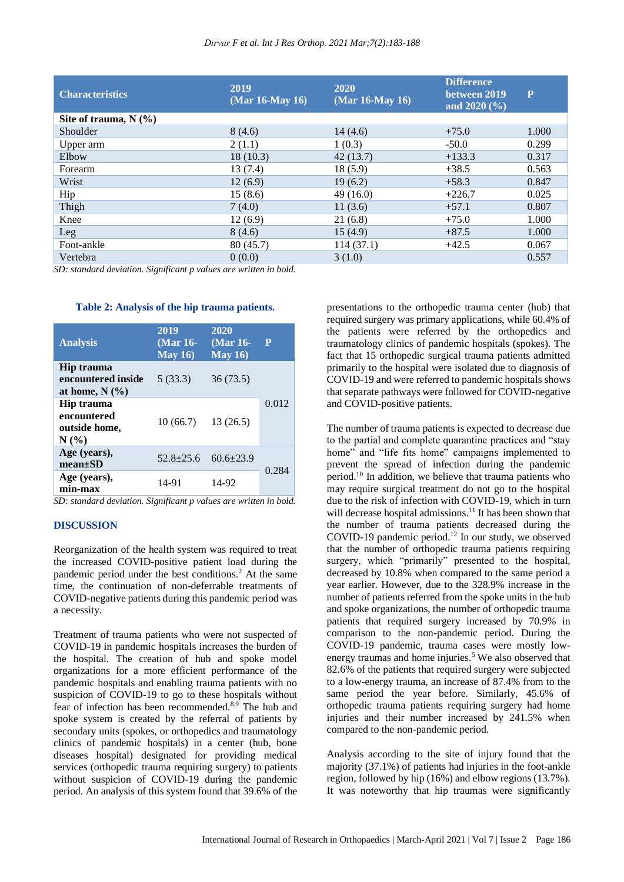| Characteristics | 2019 (Mar 16-May 16) | 2020 (Mar 16-May 16) | Difference between 2019 and 2020 (%) | P |
|---|---|---|---|---|
| **Site of trauma, N (%)** | | | | |
| Shoulder | 8 (4.6) | 14 (4.6) | +75.0 | 1.000 |
| Upper arm | 2 (1.1) | 1 (0.3) | -50.0 | 0.299 |
| Elbow | 18 (10.3) | 42 (13.7) | +133.3 | 0.317 |
| Forearm | 13 (7.4) | 18 (5.9) | +38.5 | 0.563 |
| Wrist | 12 (6.9) | 19 (6.2) | +58.3 | 0.847 |
| Hip | 15 (8.6) | 49 (16.0) | +226.7 | 0.025 |
| Thigh | 7 (4.0) | 11 (3.6) | +57.1 | 0.807 |
| Knee | 12 (6.9) | 21 (6.8) | +75.0 | 1.000 |
| Leg | 8 (4.6) | 15 (4.9) | +87.5 | 1.000 |
| Foot-ankle | 80 (45.7) | 114 (37.1) | +42.5 | 0.067 |
| Vertebra | 0 (0.0) | 3 (1.0) | | 0.557 |

*SD: standard deviation. Significant p values are written in bold.*

**Table 2: Analysis of the hip trauma patients.**

| Analysis | 2019 (Mar 16-May 16) | 2020 (Mar 16-May 16) | P |
|---|---|---|---|
| **Hip trauma encountered inside at home, N (%)** | 5 (33.3) | 36 (73.5) | 0.012 |
| **Hip trauma encountered outside home, N (%)** | 10 (66.7) | 13 (26.5) | |
| **Age (years), mean±SD** | 52.8±25.6 | 60.6±23.9 | 0.284 |
| **Age (years), min-max** | 14-91 | 14-92 | |

*SD: standard deviation. Significant p values are written in bold.*

## DISCUSSION

Reorganization of the health system was required to treat the increased COVID-positive patient load during the pandemic period under the best conditions.[2] At the same time, the continuation of non-deferrable treatments of COVID-negative patients during this pandemic period was a necessity.

Treatment of trauma patients who were not suspected of COVID-19 in pandemic hospitals increases the burden of the hospital. The creation of hub and spoke model organizations for a more efficient performance of the pandemic hospitals and enabling trauma patients with no suspicion of COVID-19 to go to these hospitals without fear of infection has been recommended.[8,9] The hub and spoke system is created by the referral of patients by secondary units (spokes, or orthopedics and traumatology clinics of pandemic hospitals) in a center (hub, bone diseases hospital) designated for providing medical services (orthopedic trauma requiring surgery) to patients without suspicion of COVID-19 during the pandemic period. An analysis of this system found that 39.6% of the presentations to the orthopedic trauma center (hub) that required surgery was primary applications, while 60.4% of the patients were referred by the orthopedics and traumatology clinics of pandemic hospitals (spokes). The fact that 15 orthopedic surgical trauma patients admitted primarily to the hospital were isolated due to diagnosis of COVID-19 and were referred to pandemic hospitals shows that separate pathways were followed for COVID-negative and COVID-positive patients.

The number of trauma patients is expected to decrease due to the partial and complete quarantine practices and "stay home" and "life fits home" campaigns implemented to prevent the spread of infection during the pandemic period.[10] In addition, we believe that trauma patients who may require surgical treatment do not go to the hospital due to the risk of infection with COVID-19, which in turn will decrease hospital admissions.[11] It has been shown that the number of trauma patients decreased during the COVID-19 pandemic period.[12] In our study, we observed that the number of orthopedic trauma patients requiring surgery, which "primarily" presented to the hospital, decreased by 10.8% when compared to the same period a year earlier. However, due to the 328.9% increase in the number of patients referred from the spoke units in the hub and spoke organizations, the number of orthopedic trauma patients that required surgery increased by 70.9% in comparison to the non-pandemic period. During the COVID-19 pandemic, trauma cases were mostly low-energy traumas and home injuries.[5] We also observed that 82.6% of the patients that required surgery were subjected to a low-energy trauma, an increase of 87.4% from to the same period the year before. Similarly, 45.6% of orthopedic trauma patients requiring surgery had home injuries and their number increased by 241.5% when compared to the non-pandemic period.

Analysis according to the site of injury found that the majority (37.1%) of patients had injuries in the foot-ankle region, followed by hip (16%) and elbow regions (13.7%). It was noteworthy that hip traumas were significantly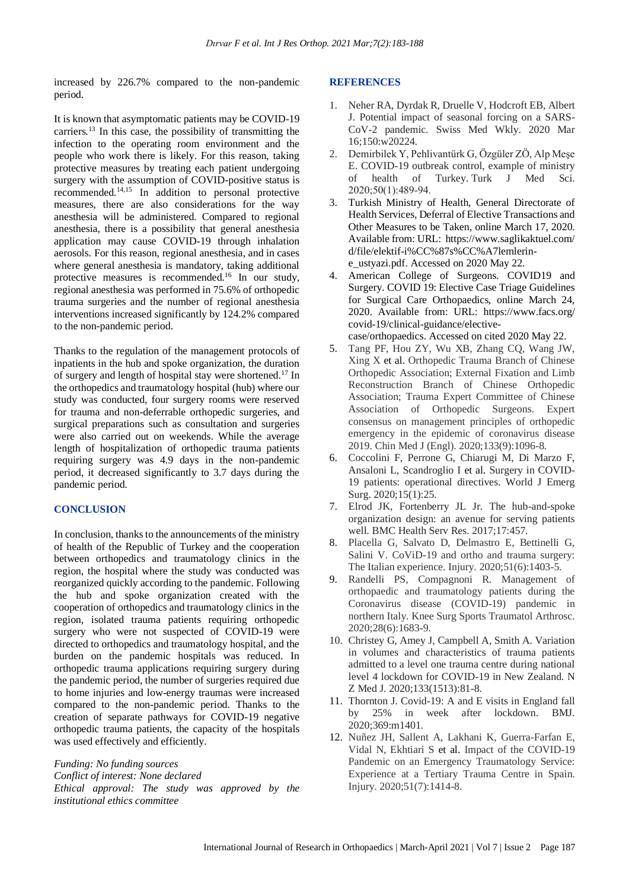increased by 226.7% compared to the non-pandemic period.

It is known that asymptomatic patients may be COVID-19 carriers.[13] In this case, the possibility of transmitting the infection to the operating room environment and the people who work there is likely. For this reason, taking protective measures by treating each patient undergoing surgery with the assumption of COVID-positive status is recommended.[14,15] In addition to personal protective measures, there are also considerations for the way anesthesia will be administered. Compared to regional anesthesia, there is a possibility that general anesthesia application may cause COVID-19 through inhalation aerosols. For this reason, regional anesthesia, and in cases where general anesthesia is mandatory, taking additional protective measures is recommended.[16] In our study, regional anesthesia was performed in 75.6% of orthopedic trauma surgeries and the number of regional anesthesia interventions increased significantly by 124.2% compared to the non-pandemic period.

Thanks to the regulation of the management protocols of inpatients in the hub and spoke organization, the duration of surgery and length of hospital stay were shortened.[17] In the orthopedics and traumatology hospital (hub) where our study was conducted, four surgery rooms were reserved for trauma and non-deferrable orthopedic surgeries, and surgical preparations such as consultation and surgeries were also carried out on weekends. While the average length of hospitalization of orthopedic trauma patients requiring surgery was 4.9 days in the non-pandemic period, it decreased significantly to 3.7 days during the pandemic period.

## CONCLUSION

In conclusion, thanks to the announcements of the ministry of health of the Republic of Turkey and the cooperation between orthopedics and traumatology clinics in the region, the hospital where the study was conducted was reorganized quickly according to the pandemic. Following the hub and spoke organization created with the cooperation of orthopedics and traumatology clinics in the region, isolated trauma patients requiring orthopedic surgery who were not suspected of COVID-19 were directed to orthopedics and traumatology hospital, and the burden on the pandemic hospitals was reduced. In orthopedic trauma applications requiring surgery during the pandemic period, the number of surgeries required due to home injuries and low-energy traumas were increased compared to the non-pandemic period. Thanks to the creation of separate pathways for COVID-19 negative orthopedic trauma patients, the capacity of the hospitals was used effectively and efficiently.

*Funding: No funding sources*
*Conflict of interest: None declared*
*Ethical approval: The study was approved by the institutional ethics committee*

## REFERENCES

1. Neher RA, Dyrdak R, Druelle V, Hodcroft EB, Albert J. Potential impact of seasonal forcing on a SARS-CoV-2 pandemic. Swiss Med Wkly. 2020 Mar 16;150:w20224.
2. Demirbilek Y, Pehlivantürk G, Özgüler ZÖ, Alp Meşe E. COVID-19 outbreak control, example of ministry of health of Turkey. Turk J Med Sci. 2020;50(1):489-94.
3. Turkish Ministry of Health, General Directorate of Health Services, Deferral of Elective Transactions and Other Measures to be Taken, online March 17, 2020. Available from: URL: https://www.saglikaktuel.com/d/file/elektif-i%CC%87s%CC%A7lemlerin-e_ustyazi.pdf. Accessed on 2020 May 22.
4. American College of Surgeons. COVID19 and Surgery. COVID 19: Elective Case Triage Guidelines for Surgical Care Orthopaedics, online March 24, 2020. Available from: URL: https://www.facs.org/covid-19/clinical-guidance/elective-case/orthopaedics. Accessed on cited 2020 May 22.
5. Tang PF, Hou ZY, Wu XB, Zhang CQ, Wang JW, Xing X et al. Orthopedic Trauma Branch of Chinese Orthopedic Association; External Fixation and Limb Reconstruction Branch of Chinese Orthopedic Association; Trauma Expert Committee of Chinese Association of Orthopedic Surgeons. Expert consensus on management principles of orthopedic emergency in the epidemic of coronavirus disease 2019. Chin Med J (Engl). 2020;133(9):1096-8.
6. Coccolini F, Perrone G, Chiarugi M, Di Marzo F, Ansaloni L, Scandroglio I et al. Surgery in COVID-19 patients: operational directives. World J Emerg Surg. 2020;15(1):25.
7. Elrod JK, Fortenberry JL Jr. The hub-and-spoke organization design: an avenue for serving patients well. BMC Health Serv Res. 2017;17:457.
8. Placella G, Salvato D, Delmastro E, Bettinelli G, Salini V. CoViD-19 and ortho and trauma surgery: The Italian experience. Injury. 2020;51(6):1403-5.
9. Randelli PS, Compagnoni R. Management of orthopaedic and traumatology patients during the Coronavirus disease (COVID-19) pandemic in northern Italy. Knee Surg Sports Traumatol Arthrosc. 2020;28(6):1683-9.
10. Christey G, Amey J, Campbell A, Smith A. Variation in volumes and characteristics of trauma patients admitted to a level one trauma centre during national level 4 lockdown for COVID-19 in New Zealand. N Z Med J. 2020;133(1513):81-8.
11. Thornton J. Covid-19: A and E visits in England fall by 25% in week after lockdown. BMJ. 2020;369:m1401.
12. Nuñez JH, Sallent A, Lakhani K, Guerra-Farfan E, Vidal N, Ekhtiari S et al. Impact of the COVID-19 Pandemic on an Emergency Traumatology Service: Experience at a Tertiary Trauma Centre in Spain. Injury. 2020;51(7):1414-8.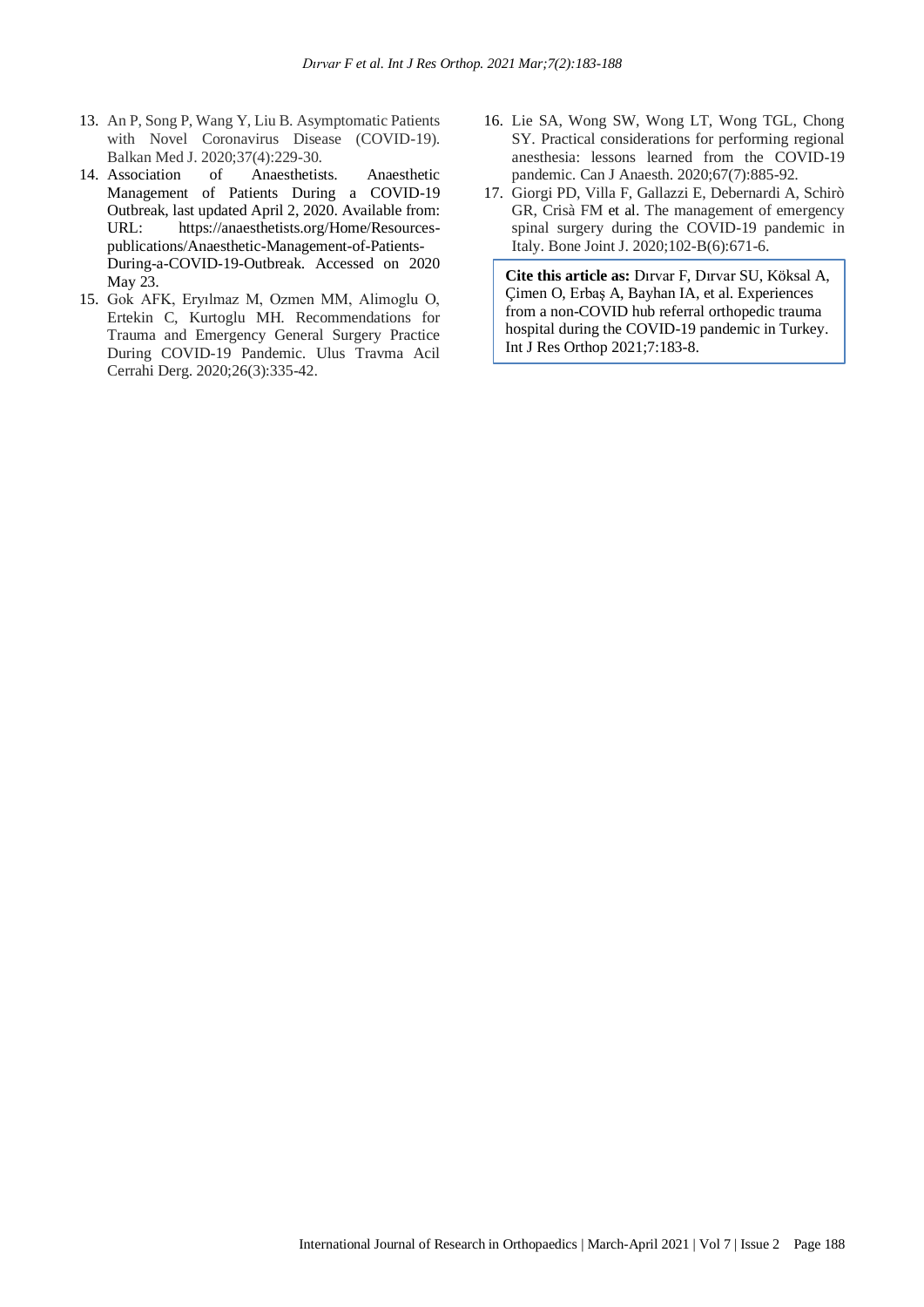13. An P, Song P, Wang Y, Liu B. Asymptomatic Patients with Novel Coronavirus Disease (COVID-19). Balkan Med J. 2020;37(4):229-30.
14. Association of Anaesthetists. Anaesthetic Management of Patients During a COVID-19 Outbreak, last updated April 2, 2020. Available from: URL: https://anaesthetists.org/Home/Resources-publications/Anaesthetic-Management-of-Patients-During-a-COVID-19-Outbreak. Accessed on 2020 May 23.
15. Gok AFK, Eryılmaz M, Ozmen MM, Alimoglu O, Ertekin C, Kurtoglu MH. Recommendations for Trauma and Emergency General Surgery Practice During COVID-19 Pandemic. Ulus Travma Acil Cerrahi Derg. 2020;26(3):335-42.
16. Lie SA, Wong SW, Wong LT, Wong TGL, Chong SY. Practical considerations for performing regional anesthesia: lessons learned from the COVID-19 pandemic. Can J Anaesth. 2020;67(7):885-92.
17. Giorgi PD, Villa F, Gallazzi E, Debernardi A, Schirò GR, Crisà FM et al. The management of emergency spinal surgery during the COVID-19 pandemic in Italy. Bone Joint J. 2020;102-B(6):671-6.

**Cite this article as:** Dırvar F, Dırvar SU, Köksal A, Çimen O, Erbaş A, Bayhan IA, et al. Experiences from a non-COVID hub referral orthopedic trauma hospital during the COVID-19 pandemic in Turkey. Int J Res Orthop 2021;7:183-8.